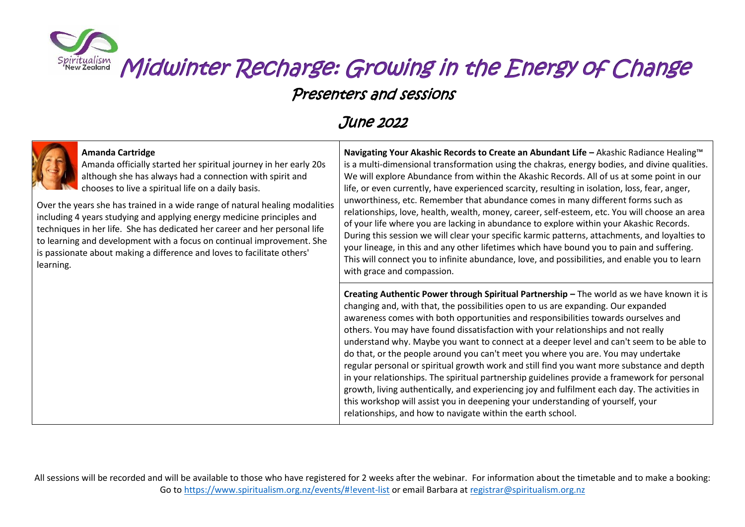# Midwinter Recharge: Growing in the Energy of Change

## Presenters and sessions

## June 2022

| Presenter | Sessions |
|---|---|
| **Amanda Cartridge**<br>Amanda officially started her spiritual journey in her early 20s although she has always had a connection with spirit and chooses to live a spiritual life on a daily basis.<br><br>Over the years she has trained in a wide range of natural healing modalities including 4 years studying and applying energy medicine principles and techniques in her life. She has dedicated her career and her personal life to learning and development with a focus on continual improvement. She is passionate about making a difference and loves to facilitate others' learning. | **Navigating Your Akashic Records to Create an Abundant Life –** Akashic Radiance Healing™ is a multi-dimensional transformation using the chakras, energy bodies, and divine qualities. We will explore Abundance from within the Akashic Records. All of us at some point in our life, or even currently, have experienced scarcity, resulting in isolation, loss, fear, anger, unworthiness, etc. Remember that abundance comes in many different forms such as relationships, love, health, wealth, money, career, self-esteem, etc. You will choose an area of your life where you are lacking in abundance to explore within your Akashic Records. During this session we will clear your specific karmic patterns, attachments, and loyalties to your lineage, in this and any other lifetimes which have bound you to pain and suffering. This will connect you to infinite abundance, love, and possibilities, and enable you to learn with grace and compassion. |
| | **Creating Authentic Power through Spiritual Partnership –** The world as we have known it is changing and, with that, the possibilities open to us are expanding. Our expanded awareness comes with both opportunities and responsibilities towards ourselves and others. You may have found dissatisfaction with your relationships and not really understand why. Maybe you want to connect at a deeper level and can't seem to be able to do that, or the people around you can't meet you where you are. You may undertake regular personal or spiritual growth work and still find you want more substance and depth in your relationships. The spiritual partnership guidelines provide a framework for personal growth, living authentically, and experiencing joy and fulfilment each day. The activities in this workshop will assist you in deepening your understanding of yourself, your relationships, and how to navigate within the earth school. |

All sessions will be recorded and will be available to those who have registered for 2 weeks after the webinar. For information about the timetable and to make a booking: Go to https://www.spiritualism.org.nz/events/#!event-list or email Barbara at registrar@spiritualism.org.nz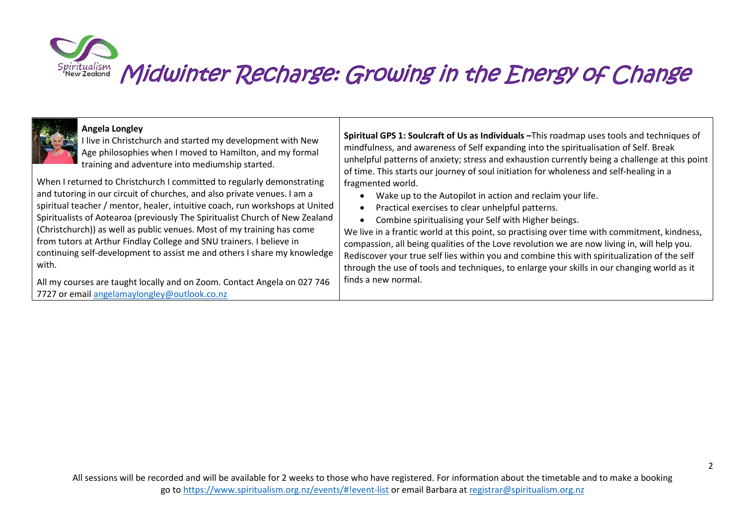# Midwinter Recharge: Growing in the Energy of Change

| | |
|---|---|
| **Angela Longley**<br>I live in Christchurch and started my development with New Age philosophies when I moved to Hamilton, and my formal training and adventure into mediumship started.<br><br>When I returned to Christchurch I committed to regularly demonstrating and tutoring in our circuit of churches, and also private venues. I am a spiritual teacher / mentor, healer, intuitive coach, run workshops at United Spiritualists of Aotearoa (previously The Spiritualist Church of New Zealand (Christchurch)) as well as public venues. Most of my training has come from tutors at Arthur Findlay College and SNU trainers. I believe in continuing self-development to assist me and others I share my knowledge with.<br><br>All my courses are taught locally and on Zoom. Contact Angela on 027 746 7727 or email angelamaylongley@outlook.co.nz | **Spiritual GPS 1: Soulcraft of Us as Individuals –**This roadmap uses tools and techniques of mindfulness, and awareness of Self expanding into the spiritualisation of Self. Break unhelpful patterns of anxiety; stress and exhaustion currently being a challenge at this point of time. This starts our journey of soul initiation for wholeness and self-healing in a fragmented world.<br>• Wake up to the Autopilot in action and reclaim your life.<br>• Practical exercises to clear unhelpful patterns.<br>• Combine spiritualising your Self with Higher beings.<br>We live in a frantic world at this point, so practising over time with commitment, kindness, compassion, all being qualities of the Love revolution we are now living in, will help you. Rediscover your true self lies within you and combine this with spiritualization of the self through the use of tools and techniques, to enlarge your skills in our changing world as it finds a new normal. |

All sessions will be recorded and will be available for 2 weeks to those who have registered. For information about the timetable and to make a booking go to https://www.spiritualism.org.nz/events/#!event-list or email Barbara at registrar@spiritualism.org.nz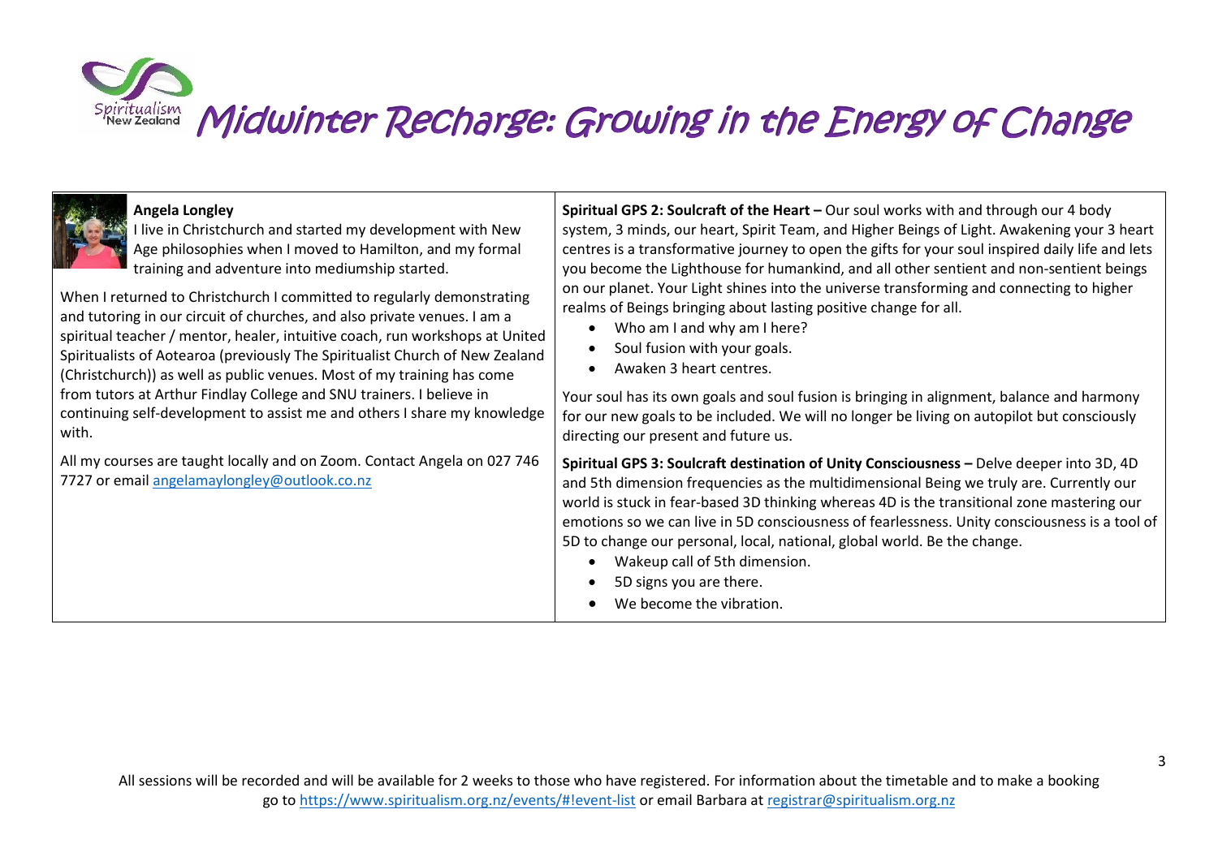# Midwinter Recharge: Growing in the Energy of Change

**Angela Longley**

I live in Christchurch and started my development with New Age philosophies when I moved to Hamilton, and my formal training and adventure into mediumship started.

When I returned to Christchurch I committed to regularly demonstrating and tutoring in our circuit of churches, and also private venues. I am a spiritual teacher / mentor, healer, intuitive coach, run workshops at United Spiritualists of Aotearoa (previously The Spiritualist Church of New Zealand (Christchurch)) as well as public venues. Most of my training has come from tutors at Arthur Findlay College and SNU trainers. I believe in continuing self-development to assist me and others I share my knowledge with.

All my courses are taught locally and on Zoom. Contact Angela on 027 746 7727 or email angelamaylongley@outlook.co.nz

**Spiritual GPS 2: Soulcraft of the Heart –** Our soul works with and through our 4 body system, 3 minds, our heart, Spirit Team, and Higher Beings of Light. Awakening your 3 heart centres is a transformative journey to open the gifts for your soul inspired daily life and lets you become the Lighthouse for humankind, and all other sentient and non-sentient beings on our planet. Your Light shines into the universe transforming and connecting to higher realms of Beings bringing about lasting positive change for all.

- Who am I and why am I here?
- Soul fusion with your goals.
- Awaken 3 heart centres.

Your soul has its own goals and soul fusion is bringing in alignment, balance and harmony for our new goals to be included. We will no longer be living on autopilot but consciously directing our present and future us.

**Spiritual GPS 3: Soulcraft destination of Unity Consciousness –** Delve deeper into 3D, 4D and 5th dimension frequencies as the multidimensional Being we truly are. Currently our world is stuck in fear-based 3D thinking whereas 4D is the transitional zone mastering our emotions so we can live in 5D consciousness of fearlessness. Unity consciousness is a tool of 5D to change our personal, local, national, global world. Be the change.

- Wakeup call of 5th dimension.
- 5D signs you are there.
- We become the vibration.

All sessions will be recorded and will be available for 2 weeks to those who have registered. For information about the timetable and to make a booking go to https://www.spiritualism.org.nz/events/#!event-list or email Barbara at registrar@spiritualism.org.nz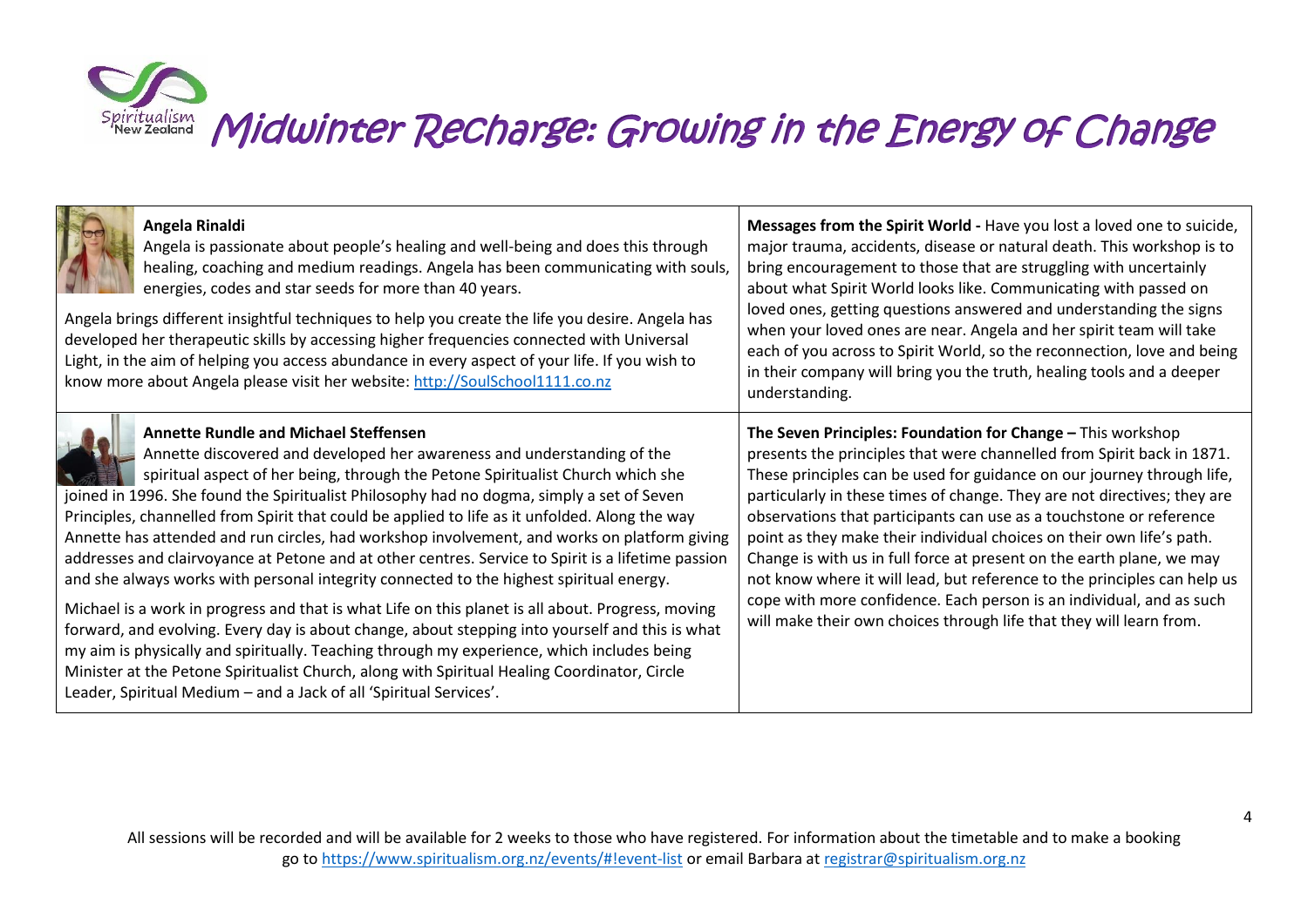# Midwinter Recharge: Growing in the Energy of Change

| | |
|---|---|
| **Angela Rinaldi**<br>Angela is passionate about people's healing and well-being and does this through healing, coaching and medium readings. Angela has been communicating with souls, energies, codes and star seeds for more than 40 years.<br><br>Angela brings different insightful techniques to help you create the life you desire. Angela has developed her therapeutic skills by accessing higher frequencies connected with Universal Light, in the aim of helping you access abundance in every aspect of your life. If you wish to know more about Angela please visit her website: [http://SoulSchool1111.co.nz](http://SoulSchool1111.co.nz) | **Messages from the Spirit World -** Have you lost a loved one to suicide, major trauma, accidents, disease or natural death. This workshop is to bring encouragement to those that are struggling with uncertainly about what Spirit World looks like. Communicating with passed on loved ones, getting questions answered and understanding the signs when your loved ones are near. Angela and her spirit team will take each of you across to Spirit World, so the reconnection, love and being in their company will bring you the truth, healing tools and a deeper understanding. |
| **Annette Rundle and Michael Steffensen**<br>Annette discovered and developed her awareness and understanding of the spiritual aspect of her being, through the Petone Spiritualist Church which she joined in 1996. She found the Spiritualist Philosophy had no dogma, simply a set of Seven Principles, channelled from Spirit that could be applied to life as it unfolded. Along the way Annette has attended and run circles, had workshop involvement, and works on platform giving addresses and clairvoyance at Petone and at other centres. Service to Spirit is a lifetime passion and she always works with personal integrity connected to the highest spiritual energy.<br><br>Michael is a work in progress and that is what Life on this planet is all about. Progress, moving forward, and evolving. Every day is about change, about stepping into yourself and this is what my aim is physically and spiritually. Teaching through my experience, which includes being Minister at the Petone Spiritualist Church, along with Spiritual Healing Coordinator, Circle Leader, Spiritual Medium – and a Jack of all 'Spiritual Services'. | **The Seven Principles: Foundation for Change –** This workshop presents the principles that were channelled from Spirit back in 1871. These principles can be used for guidance on our journey through life, particularly in these times of change. They are not directives; they are observations that participants can use as a touchstone or reference point as they make their individual choices on their own life's path. Change is with us in full force at present on the earth plane, we may not know where it will lead, but reference to the principles can help us cope with more confidence. Each person is an individual, and as such will make their own choices through life that they will learn from. |

All sessions will be recorded and will be available for 2 weeks to those who have registered. For information about the timetable and to make a booking go to [https://www.spiritualism.org.nz/events/#!event-list](https://www.spiritualism.org.nz/events/#!event-list) or email Barbara at [registrar@spiritualism.org.nz](mailto:registrar@spiritualism.org.nz)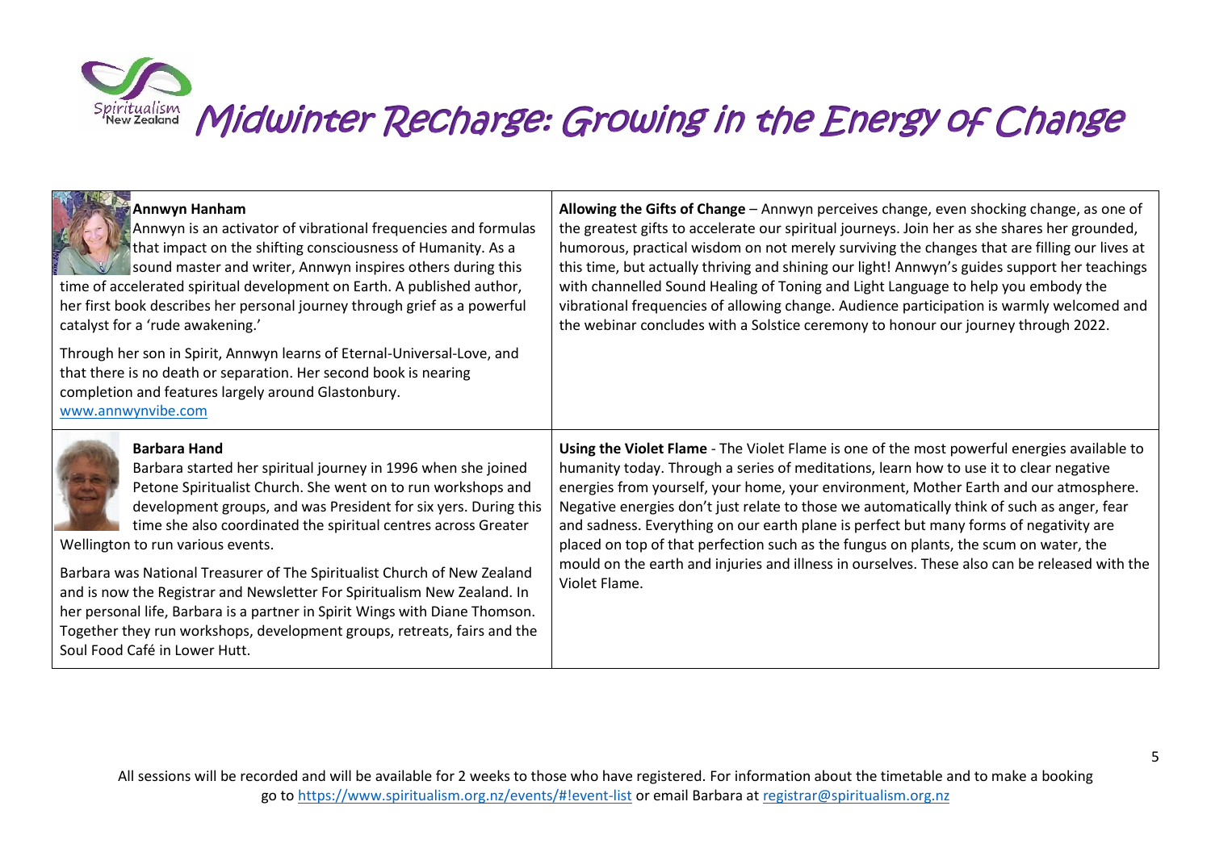# Midwinter Recharge: Growing in the Energy of Change

| Presenter | Session |
| --- | --- |
| **Annwyn Hanham**<br>Annwyn is an activator of vibrational frequencies and formulas that impact on the shifting consciousness of Humanity. As a sound master and writer, Annwyn inspires others during this time of accelerated spiritual development on Earth. A published author, her first book describes her personal journey through grief as a powerful catalyst for a 'rude awakening.'<br><br>Through her son in Spirit, Annwyn learns of Eternal-Universal-Love, and that there is no death or separation. Her second book is nearing completion and features largely around Glastonbury.<br>www.annwynvibe.com | **Allowing the Gifts of Change** – Annwyn perceives change, even shocking change, as one of the greatest gifts to accelerate our spiritual journeys. Join her as she shares her grounded, humorous, practical wisdom on not merely surviving the changes that are filling our lives at this time, but actually thriving and shining our light! Annwyn's guides support her teachings with channelled Sound Healing of Toning and Light Language to help you embody the vibrational frequencies of allowing change. Audience participation is warmly welcomed and the webinar concludes with a Solstice ceremony to honour our journey through 2022. |
| **Barbara Hand**<br>Barbara started her spiritual journey in 1996 when she joined Petone Spiritualist Church. She went on to run workshops and development groups, and was President for six yers. During this time she also coordinated the spiritual centres across Greater Wellington to run various events.<br><br>Barbara was National Treasurer of The Spiritualist Church of New Zealand and is now the Registrar and Newsletter For Spiritualism New Zealand. In her personal life, Barbara is a partner in Spirit Wings with Diane Thomson. Together they run workshops, development groups, retreats, fairs and the Soul Food Café in Lower Hutt. | **Using the Violet Flame** - The Violet Flame is one of the most powerful energies available to humanity today. Through a series of meditations, learn how to use it to clear negative energies from yourself, your home, your environment, Mother Earth and our atmosphere. Negative energies don't just relate to those we automatically think of such as anger, fear and sadness. Everything on our earth plane is perfect but many forms of negativity are placed on top of that perfection such as the fungus on plants, the scum on water, the mould on the earth and injuries and illness in ourselves. These also can be released with the Violet Flame. |

All sessions will be recorded and will be available for 2 weeks to those who have registered. For information about the timetable and to make a booking go to https://www.spiritualism.org.nz/events/#!event-list or email Barbara at registrar@spiritualism.org.nz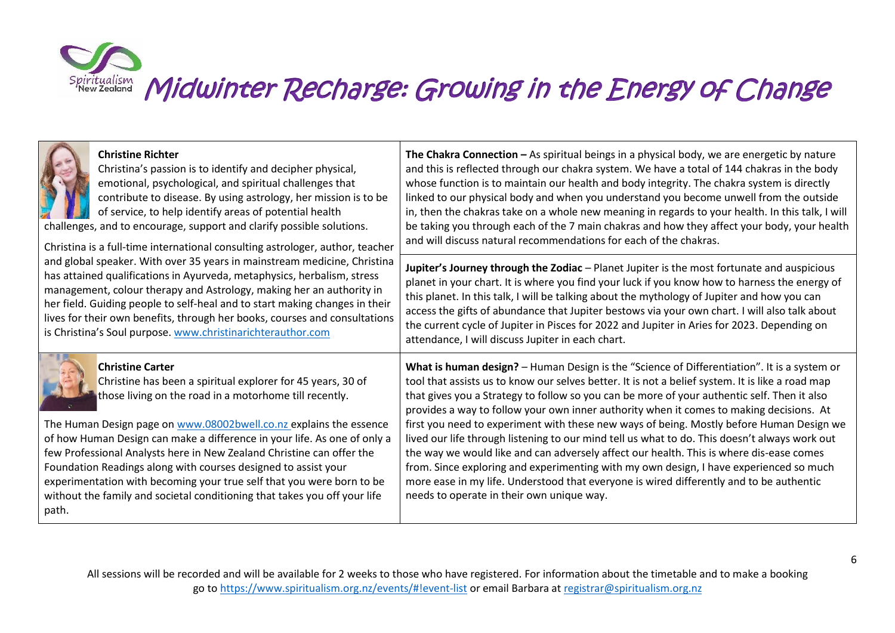# Midwinter Recharge: Growing in the Energy of Change

**Christine Richter**

Christina's passion is to identify and decipher physical, emotional, psychological, and spiritual challenges that contribute to disease. By using astrology, her mission is to be of service, to help identify areas of potential health challenges, and to encourage, support and clarify possible solutions.

Christina is a full-time international consulting astrologer, author, teacher and global speaker. With over 35 years in mainstream medicine, Christina has attained qualifications in Ayurveda, metaphysics, herbalism, stress management, colour therapy and Astrology, making her an authority in her field. Guiding people to self-heal and to start making changes in their lives for their own benefits, through her books, courses and consultations is Christina's Soul purpose. www.christinarichterauthor.com

**The Chakra Connection –** As spiritual beings in a physical body, we are energetic by nature and this is reflected through our chakra system. We have a total of 144 chakras in the body whose function is to maintain our health and body integrity. The chakra system is directly linked to our physical body and when you understand you become unwell from the outside in, then the chakras take on a whole new meaning in regards to your health. In this talk, I will be taking you through each of the 7 main chakras and how they affect your body, your health and will discuss natural recommendations for each of the chakras.

**Jupiter's Journey through the Zodiac** – Planet Jupiter is the most fortunate and auspicious planet in your chart. It is where you find your luck if you know how to harness the energy of this planet. In this talk, I will be talking about the mythology of Jupiter and how you can access the gifts of abundance that Jupiter bestows via your own chart. I will also talk about the current cycle of Jupiter in Pisces for 2022 and Jupiter in Aries for 2023. Depending on attendance, I will discuss Jupiter in each chart.

**Christine Carter**

Christine has been a spiritual explorer for 45 years, 30 of those living on the road in a motorhome till recently.

The Human Design page on www.08002bwell.co.nz explains the essence of how Human Design can make a difference in your life. As one of only a few Professional Analysts here in New Zealand Christine can offer the Foundation Readings along with courses designed to assist your experimentation with becoming your true self that you were born to be without the family and societal conditioning that takes you off your life path.

**What is human design?** – Human Design is the "Science of Differentiation". It is a system or tool that assists us to know our selves better. It is not a belief system. It is like a road map that gives you a Strategy to follow so you can be more of your authentic self. Then it also provides a way to follow your own inner authority when it comes to making decisions. At first you need to experiment with these new ways of being. Mostly before Human Design we lived our life through listening to our mind tell us what to do. This doesn't always work out the way we would like and can adversely affect our health. This is where dis-ease comes from. Since exploring and experimenting with my own design, I have experienced so much more ease in my life. Understood that everyone is wired differently and to be authentic needs to operate in their own unique way.

All sessions will be recorded and will be available for 2 weeks to those who have registered. For information about the timetable and to make a booking go to https://www.spiritualism.org.nz/events/#!event-list or email Barbara at registrar@spiritualism.org.nz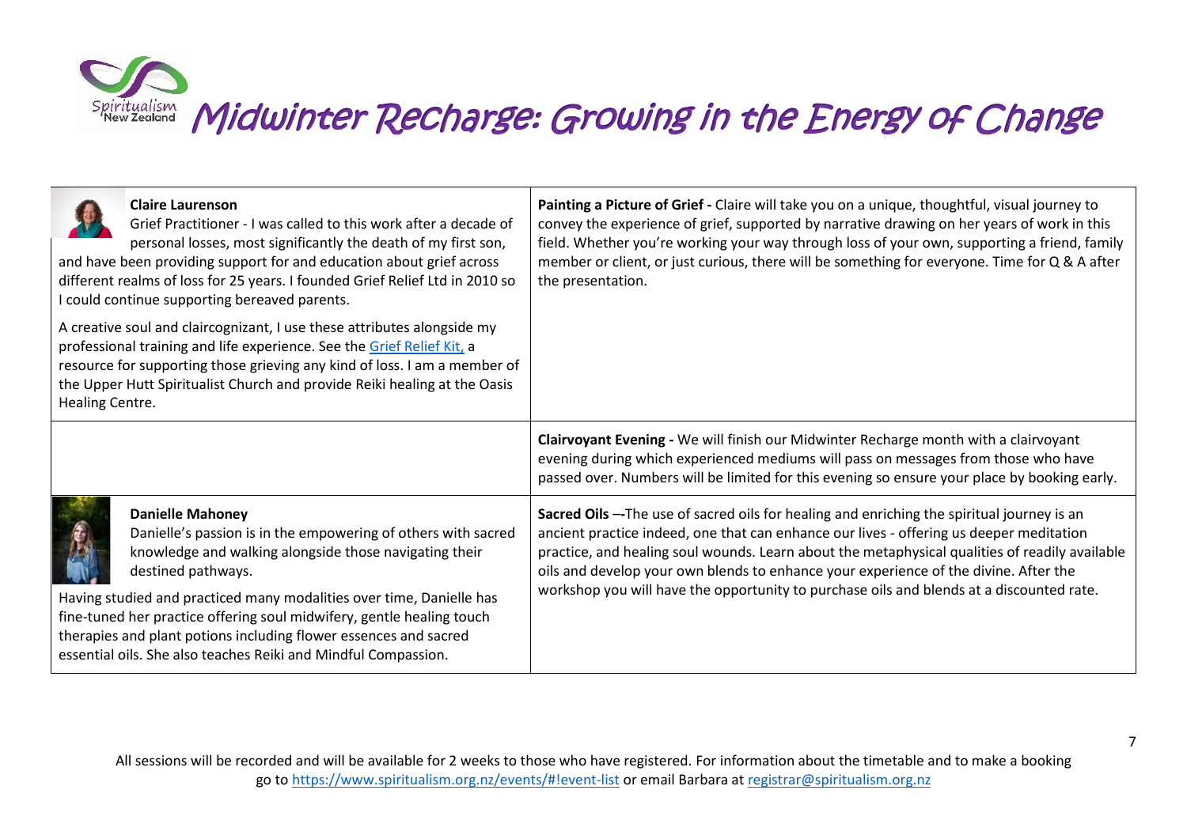# Midwinter Recharge: Growing in the Energy of Change

| | |
|---|---|
| **Claire Laurenson**<br>Grief Practitioner - I was called to this work after a decade of personal losses, most significantly the death of my first son, and have been providing support for and education about grief across different realms of loss for 25 years. I founded Grief Relief Ltd in 2010 so I could continue supporting bereaved parents.<br><br>A creative soul and claircognizant, I use these attributes alongside my professional training and life experience. See the Grief Relief Kit, a resource for supporting those grieving any kind of loss. I am a member of the Upper Hutt Spiritualist Church and provide Reiki healing at the Oasis Healing Centre. | **Painting a Picture of Grief -** Claire will take you on a unique, thoughtful, visual journey to convey the experience of grief, supported by narrative drawing on her years of work in this field. Whether you're working your way through loss of your own, supporting a friend, family member or client, or just curious, there will be something for everyone. Time for Q & A after the presentation. |
| | **Clairvoyant Evening -** We will finish our Midwinter Recharge month with a clairvoyant evening during which experienced mediums will pass on messages from those who have passed over. Numbers will be limited for this evening so ensure your place by booking early. |
| **Danielle Mahoney**<br>Danielle's passion is in the empowering of others with sacred knowledge and walking alongside those navigating their destined pathways.<br><br>Having studied and practiced many modalities over time, Danielle has fine-tuned her practice offering soul midwifery, gentle healing touch therapies and plant potions including flower essences and sacred essential oils. She also teaches Reiki and Mindful Compassion. | **Sacred Oils** –-The use of sacred oils for healing and enriching the spiritual journey is an ancient practice indeed, one that can enhance our lives - offering us deeper meditation practice, and healing soul wounds. Learn about the metaphysical qualities of readily available oils and develop your own blends to enhance your experience of the divine. After the workshop you will have the opportunity to purchase oils and blends at a discounted rate. |

All sessions will be recorded and will be available for 2 weeks to those who have registered. For information about the timetable and to make a booking go to https://www.spiritualism.org.nz/events/#!event-list or email Barbara at registrar@spiritualism.org.nz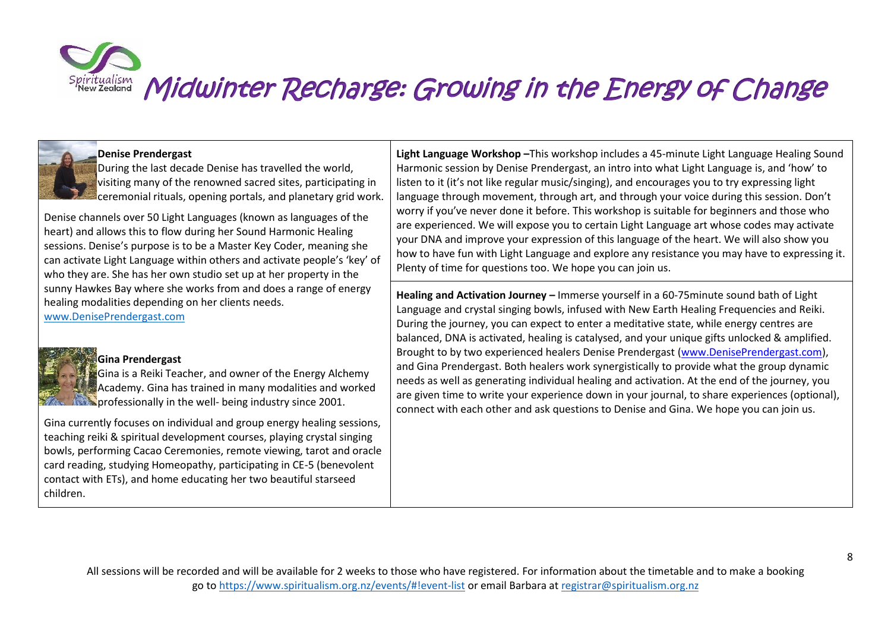# Midwinter Recharge: Growing in the Energy of Change

**Denise Prendergast**
During the last decade Denise has travelled the world, visiting many of the renowned sacred sites, participating in ceremonial rituals, opening portals, and planetary grid work.

Denise channels over 50 Light Languages (known as languages of the heart) and allows this to flow during her Sound Harmonic Healing sessions. Denise's purpose is to be a Master Key Coder, meaning she can activate Light Language within others and activate people's 'key' of who they are. She has her own studio set up at her property in the sunny Hawkes Bay where she works from and does a range of energy healing modalities depending on her clients needs.
www.DenisePrendergast.com

**Gina Prendergast**
Gina is a Reiki Teacher, and owner of the Energy Alchemy Academy. Gina has trained in many modalities and worked professionally in the well- being industry since 2001.

Gina currently focuses on individual and group energy healing sessions, teaching reiki & spiritual development courses, playing crystal singing bowls, performing Cacao Ceremonies, remote viewing, tarot and oracle card reading, studying Homeopathy, participating in CE-5 (benevolent contact with ETs), and home educating her two beautiful starseed children.

**Light Language Workshop –** This workshop includes a 45-minute Light Language Healing Sound Harmonic session by Denise Prendergast, an intro into what Light Language is, and 'how' to listen to it (it's not like regular music/singing), and encourages you to try expressing light language through movement, through art, and through your voice during this session. Don't worry if you've never done it before. This workshop is suitable for beginners and those who are experienced. We will expose you to certain Light Language art whose codes may activate your DNA and improve your expression of this language of the heart. We will also show you how to have fun with Light Language and explore any resistance you may have to expressing it. Plenty of time for questions too. We hope you can join us.

**Healing and Activation Journey –** Immerse yourself in a 60-75minute sound bath of Light Language and crystal singing bowls, infused with New Earth Healing Frequencies and Reiki. During the journey, you can expect to enter a meditative state, while energy centres are balanced, DNA is activated, healing is catalysed, and your unique gifts unlocked & amplified. Brought to by two experienced healers Denise Prendergast (www.DenisePrendergast.com), and Gina Prendergast. Both healers work synergistically to provide what the group dynamic needs as well as generating individual healing and activation. At the end of the journey, you are given time to write your experience down in your journal, to share experiences (optional), connect with each other and ask questions to Denise and Gina. We hope you can join us.

All sessions will be recorded and will be available for 2 weeks to those who have registered. For information about the timetable and to make a booking go to https://www.spiritualism.org.nz/events/#!event-list or email Barbara at registrar@spiritualism.org.nz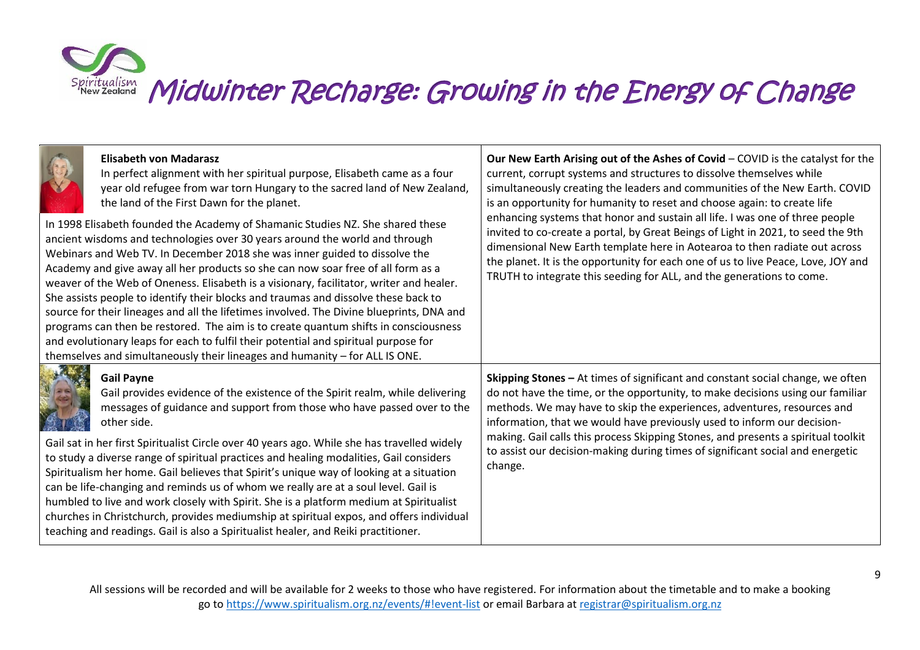# Midwinter Recharge: Growing in the Energy of Change

| Presenter | Session |
|---|---|
| **Elisabeth von Madarasz**<br>In perfect alignment with her spiritual purpose, Elisabeth came as a four year old refugee from war torn Hungary to the sacred land of New Zealand, the land of the First Dawn for the planet.<br><br>In 1998 Elisabeth founded the Academy of Shamanic Studies NZ. She shared these ancient wisdoms and technologies over 30 years around the world and through Webinars and Web TV. In December 2018 she was inner guided to dissolve the Academy and give away all her products so she can now soar free of all form as a weaver of the Web of Oneness. Elisabeth is a visionary, facilitator, writer and healer. She assists people to identify their blocks and traumas and dissolve these back to source for their lineages and all the lifetimes involved. The Divine blueprints, DNA and programs can then be restored. The aim is to create quantum shifts in consciousness and evolutionary leaps for each to fulfil their potential and spiritual purpose for themselves and simultaneously their lineages and humanity – for ALL IS ONE. | **Our New Earth Arising out of the Ashes of Covid** – COVID is the catalyst for the current, corrupt systems and structures to dissolve themselves while simultaneously creating the leaders and communities of the New Earth. COVID is an opportunity for humanity to reset and choose again: to create life enhancing systems that honor and sustain all life. I was one of three people invited to co-create a portal, by Great Beings of Light in 2021, to seed the 9th dimensional New Earth template here in Aotearoa to then radiate out across the planet. It is the opportunity for each one of us to live Peace, Love, JOY and TRUTH to integrate this seeding for ALL, and the generations to come. |
| **Gail Payne**<br>Gail provides evidence of the existence of the Spirit realm, while delivering messages of guidance and support from those who have passed over to the other side.<br><br>Gail sat in her first Spiritualist Circle over 40 years ago. While she has travelled widely to study a diverse range of spiritual practices and healing modalities, Gail considers Spiritualism her home. Gail believes that Spirit's unique way of looking at a situation can be life-changing and reminds us of whom we really are at a soul level. Gail is humbled to live and work closely with Spirit. She is a platform medium at Spiritualist churches in Christchurch, provides mediumship at spiritual expos, and offers individual teaching and readings. Gail is also a Spiritualist healer, and Reiki practitioner. | **Skipping Stones –** At times of significant and constant social change, we often do not have the time, or the opportunity, to make decisions using our familiar methods. We may have to skip the experiences, adventures, resources and information, that we would have previously used to inform our decision-making. Gail calls this process Skipping Stones, and presents a spiritual toolkit to assist our decision-making during times of significant social and energetic change. |

All sessions will be recorded and will be available for 2 weeks to those who have registered. For information about the timetable and to make a booking go to https://www.spiritualism.org.nz/events/#!event-list or email Barbara at registrar@spiritualism.org.nz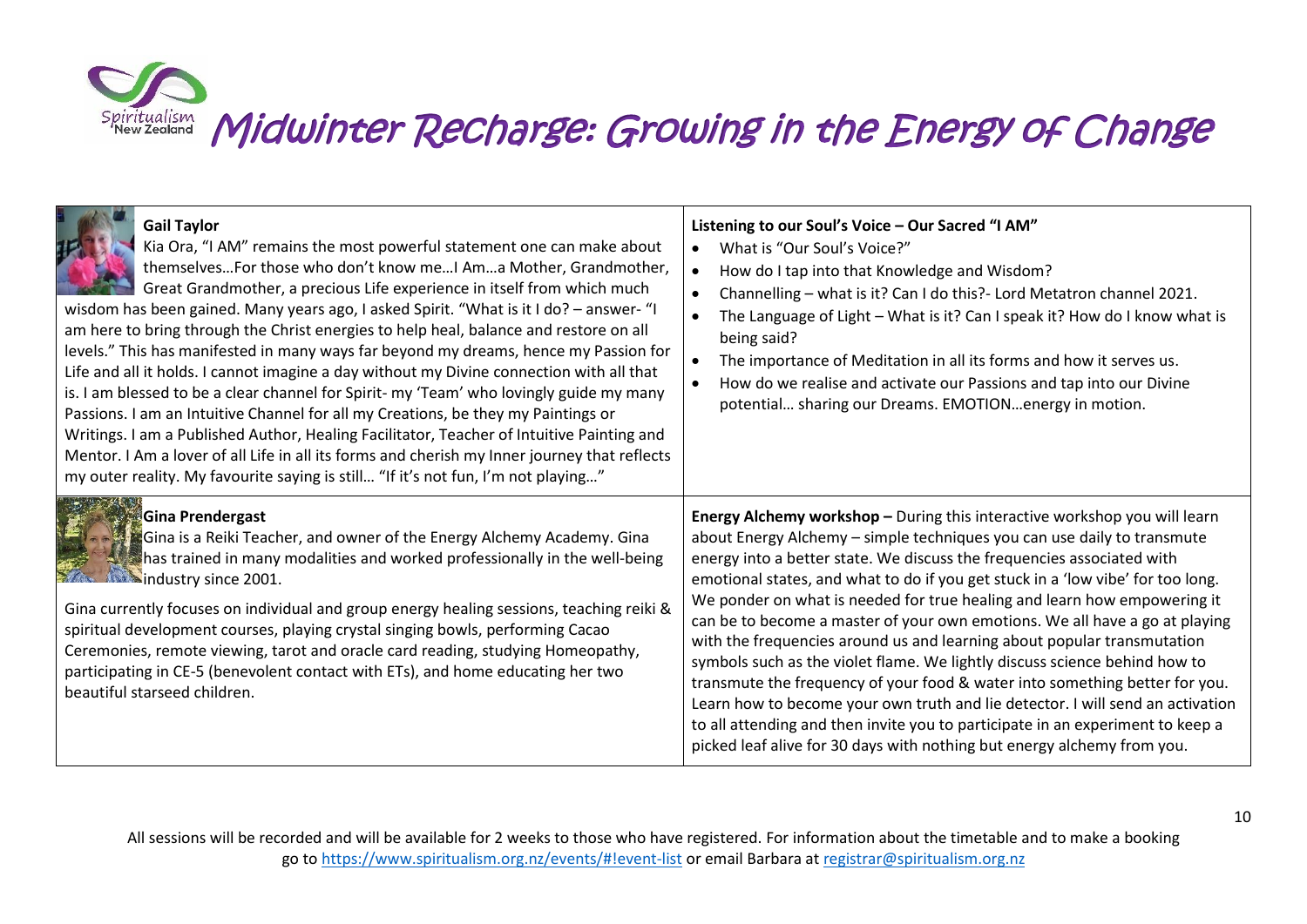# *Midwinter Recharge: Growing in the Energy of Change*

| | |
|---|---|
| **Gail Taylor**<br>Kia Ora, "I AM" remains the most powerful statement one can make about themselves…For those who don't know me…I Am…a Mother, Grandmother, Great Grandmother, a precious Life experience in itself from which much wisdom has been gained. Many years ago, I asked Spirit. "What is it I do? – answer- "I am here to bring through the Christ energies to help heal, balance and restore on all levels." This has manifested in many ways far beyond my dreams, hence my Passion for Life and all it holds. I cannot imagine a day without my Divine connection with all that is. I am blessed to be a clear channel for Spirit- my 'Team' who lovingly guide my many Passions. I am an Intuitive Channel for all my Creations, be they my Paintings or Writings. I am a Published Author, Healing Facilitator, Teacher of Intuitive Painting and Mentor. I Am a lover of all Life in all its forms and cherish my Inner journey that reflects my outer reality. My favourite saying is still… "If it's not fun, I'm not playing…" | **Listening to our Soul's Voice – Our Sacred "I AM"**<br>• What is "Our Soul's Voice?"<br>• How do I tap into that Knowledge and Wisdom?<br>• Channelling – what is it? Can I do this?- Lord Metatron channel 2021.<br>• The Language of Light – What is it? Can I speak it? How do I know what is being said?<br>• The importance of Meditation in all its forms and how it serves us.<br>• How do we realise and activate our Passions and tap into our Divine potential… sharing our Dreams. EMOTION…energy in motion. |
| **Gina Prendergast**<br>Gina is a Reiki Teacher, and owner of the Energy Alchemy Academy. Gina has trained in many modalities and worked professionally in the well-being industry since 2001.<br><br>Gina currently focuses on individual and group energy healing sessions, teaching reiki & spiritual development courses, playing crystal singing bowls, performing Cacao Ceremonies, remote viewing, tarot and oracle card reading, studying Homeopathy, participating in CE-5 (benevolent contact with ETs), and home educating her two beautiful starseed children. | **Energy Alchemy workshop –** During this interactive workshop you will learn about Energy Alchemy – simple techniques you can use daily to transmute energy into a better state. We discuss the frequencies associated with emotional states, and what to do if you get stuck in a 'low vibe' for too long. We ponder on what is needed for true healing and learn how empowering it can be to become a master of your own emotions. We all have a go at playing with the frequencies around us and learning about popular transmutation symbols such as the violet flame. We lightly discuss science behind how to transmute the frequency of your food & water into something better for you. Learn how to become your own truth and lie detector. I will send an activation to all attending and then invite you to participate in an experiment to keep a picked leaf alive for 30 days with nothing but energy alchemy from you. |

All sessions will be recorded and will be available for 2 weeks to those who have registered. For information about the timetable and to make a booking go to https://www.spiritualism.org.nz/events/#!event-list or email Barbara at registrar@spiritualism.org.nz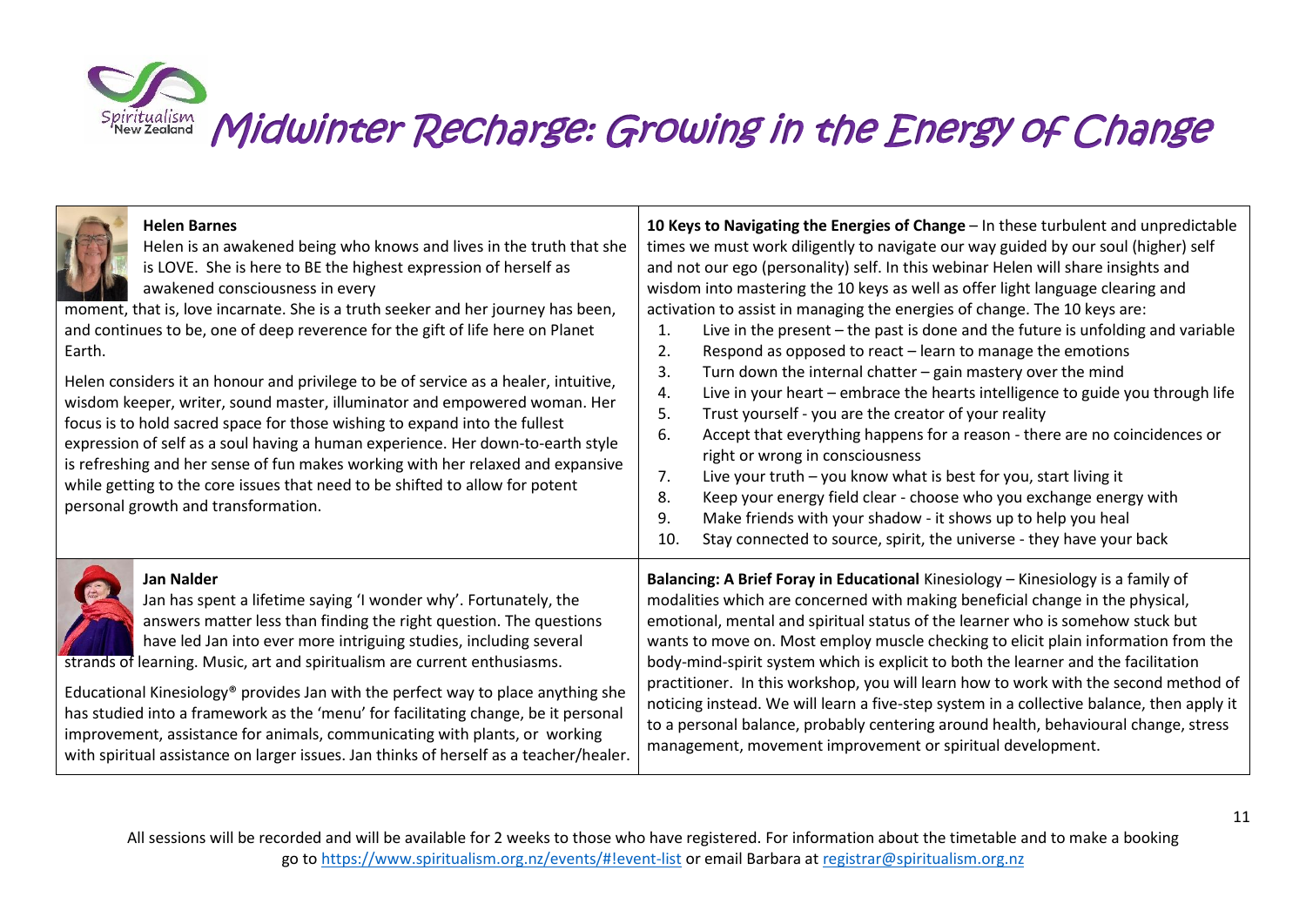# Midwinter Recharge: Growing in the Energy of Change

### Helen Barnes

Helen is an awakened being who knows and lives in the truth that she is LOVE. She is here to BE the highest expression of herself as awakened consciousness in every moment, that is, love incarnate. She is a truth seeker and her journey has been, and continues to be, one of deep reverence for the gift of life here on Planet Earth.

Helen considers it an honour and privilege to be of service as a healer, intuitive, wisdom keeper, writer, sound master, illuminator and empowered woman. Her focus is to hold sacred space for those wishing to expand into the fullest expression of self as a soul having a human experience. Her down-to-earth style is refreshing and her sense of fun makes working with her relaxed and expansive while getting to the core issues that need to be shifted to allow for potent personal growth and transformation.

**10 Keys to Navigating the Energies of Change** – In these turbulent and unpredictable times we must work diligently to navigate our way guided by our soul (higher) self and not our ego (personality) self. In this webinar Helen will share insights and wisdom into mastering the 10 keys as well as offer light language clearing and activation to assist in managing the energies of change. The 10 keys are:

1. Live in the present – the past is done and the future is unfolding and variable
2. Respond as opposed to react – learn to manage the emotions
3. Turn down the internal chatter – gain mastery over the mind
4. Live in your heart – embrace the hearts intelligence to guide you through life
5. Trust yourself - you are the creator of your reality
6. Accept that everything happens for a reason - there are no coincidences or right or wrong in consciousness
7. Live your truth – you know what is best for you, start living it
8. Keep your energy field clear - choose who you exchange energy with
9. Make friends with your shadow - it shows up to help you heal
10. Stay connected to source, spirit, the universe - they have your back

### Jan Nalder

Jan has spent a lifetime saying 'I wonder why'. Fortunately, the answers matter less than finding the right question. The questions have led Jan into ever more intriguing studies, including several strands of learning. Music, art and spiritualism are current enthusiasms.

Educational Kinesiology® provides Jan with the perfect way to place anything she has studied into a framework as the 'menu' for facilitating change, be it personal improvement, assistance for animals, communicating with plants, or working with spiritual assistance on larger issues. Jan thinks of herself as a teacher/healer.

**Balancing: A Brief Foray in Educational** Kinesiology – Kinesiology is a family of modalities which are concerned with making beneficial change in the physical, emotional, mental and spiritual status of the learner who is somehow stuck but wants to move on. Most employ muscle checking to elicit plain information from the body-mind-spirit system which is explicit to both the learner and the facilitation practitioner. In this workshop, you will learn how to work with the second method of noticing instead. We will learn a five-step system in a collective balance, then apply it to a personal balance, probably centering around health, behavioural change, stress management, movement improvement or spiritual development.

All sessions will be recorded and will be available for 2 weeks to those who have registered. For information about the timetable and to make a booking go to https://www.spiritualism.org.nz/events/#!event-list or email Barbara at registrar@spiritualism.org.nz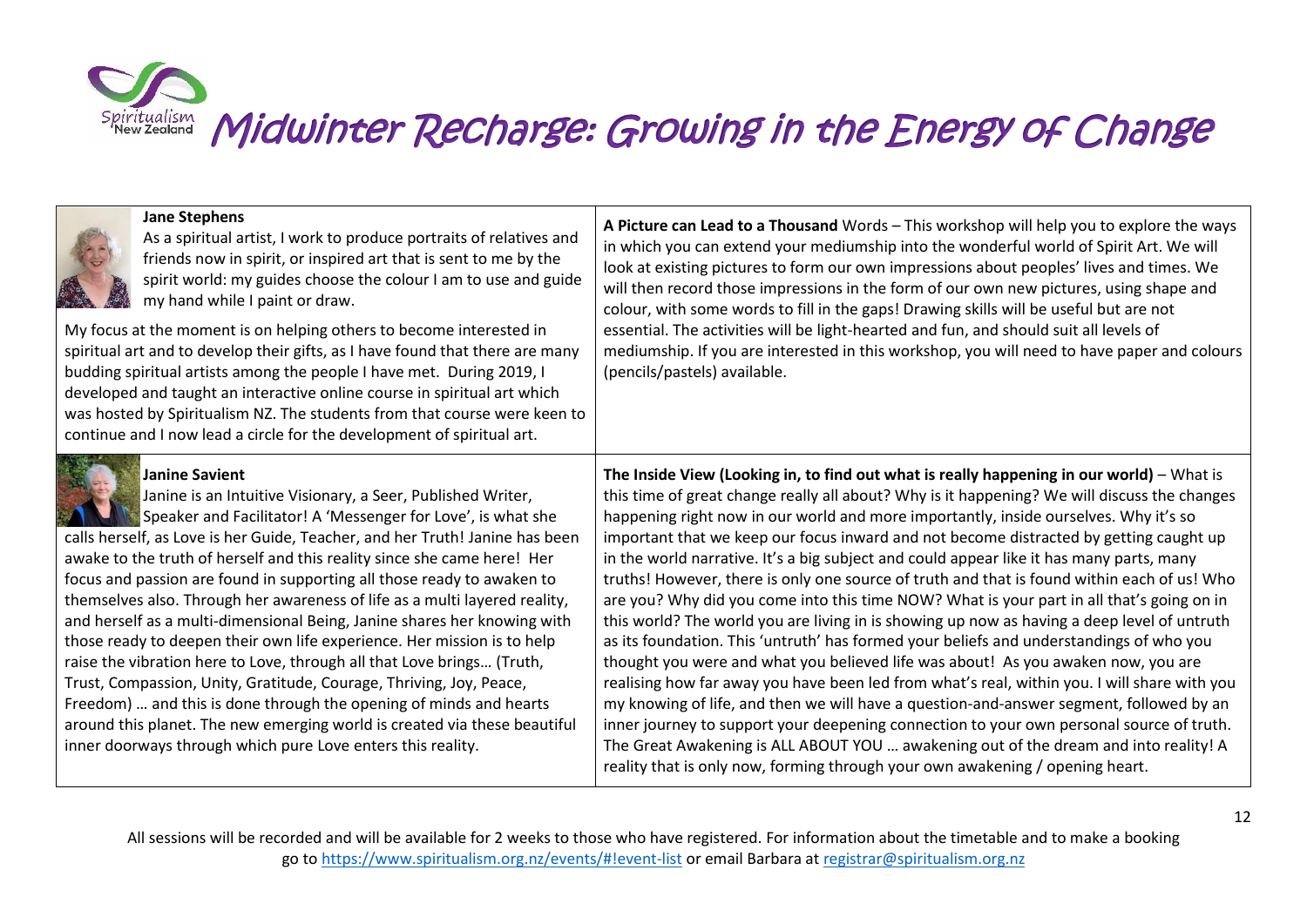# Midwinter Recharge: Growing in the Energy of Change

| | |
|---|---|
| **Jane Stephens**<br>As a spiritual artist, I work to produce portraits of relatives and friends now in spirit, or inspired art that is sent to me by the spirit world: my guides choose the colour I am to use and guide my hand while I paint or draw.<br><br>My focus at the moment is on helping others to become interested in spiritual art and to develop their gifts, as I have found that there are many budding spiritual artists among the people I have met. During 2019, I developed and taught an interactive online course in spiritual art which was hosted by Spiritualism NZ. The students from that course were keen to continue and I now lead a circle for the development of spiritual art. | **A Picture can Lead to a Thousand** Words – This workshop will help you to explore the ways in which you can extend your mediumship into the wonderful world of Spirit Art. We will look at existing pictures to form our own impressions about peoples' lives and times. We will then record those impressions in the form of our own new pictures, using shape and colour, with some words to fill in the gaps! Drawing skills will be useful but are not essential. The activities will be light-hearted and fun, and should suit all levels of mediumship. If you are interested in this workshop, you will need to have paper and colours (pencils/pastels) available. |
| **Janine Savient**<br>Janine is an Intuitive Visionary, a Seer, Published Writer, Speaker and Facilitator! A 'Messenger for Love', is what she calls herself, as Love is her Guide, Teacher, and her Truth! Janine has been awake to the truth of herself and this reality since she came here! Her focus and passion are found in supporting all those ready to awaken to themselves also. Through her awareness of life as a multi layered reality, and herself as a multi-dimensional Being, Janine shares her knowing with those ready to deepen their own life experience. Her mission is to help raise the vibration here to Love, through all that Love brings… (Truth, Trust, Compassion, Unity, Gratitude, Courage, Thriving, Joy, Peace, Freedom) … and this is done through the opening of minds and hearts around this planet. The new emerging world is created via these beautiful inner doorways through which pure Love enters this reality. | **The Inside View (Looking in, to find out what is really happening in our world)** – What is this time of great change really all about? Why is it happening? We will discuss the changes happening right now in our world and more importantly, inside ourselves. Why it's so important that we keep our focus inward and not become distracted by getting caught up in the world narrative. It's a big subject and could appear like it has many parts, many truths! However, there is only one source of truth and that is found within each of us! Who are you? Why did you come into this time NOW? What is your part in all that's going on in this world? The world you are living in is showing up now as having a deep level of untruth as its foundation. This 'untruth' has formed your beliefs and understandings of who you thought you were and what you believed life was about! As you awaken now, you are realising how far away you have been led from what's real, within you. I will share with you my knowing of life, and then we will have a question-and-answer segment, followed by an inner journey to support your deepening connection to your own personal source of truth. The Great Awakening is ALL ABOUT YOU … awakening out of the dream and into reality! A reality that is only now, forming through your own awakening / opening heart. |

All sessions will be recorded and will be available for 2 weeks to those who have registered. For information about the timetable and to make a booking go to https://www.spiritualism.org.nz/events/#!event-list or email Barbara at registrar@spiritualism.org.nz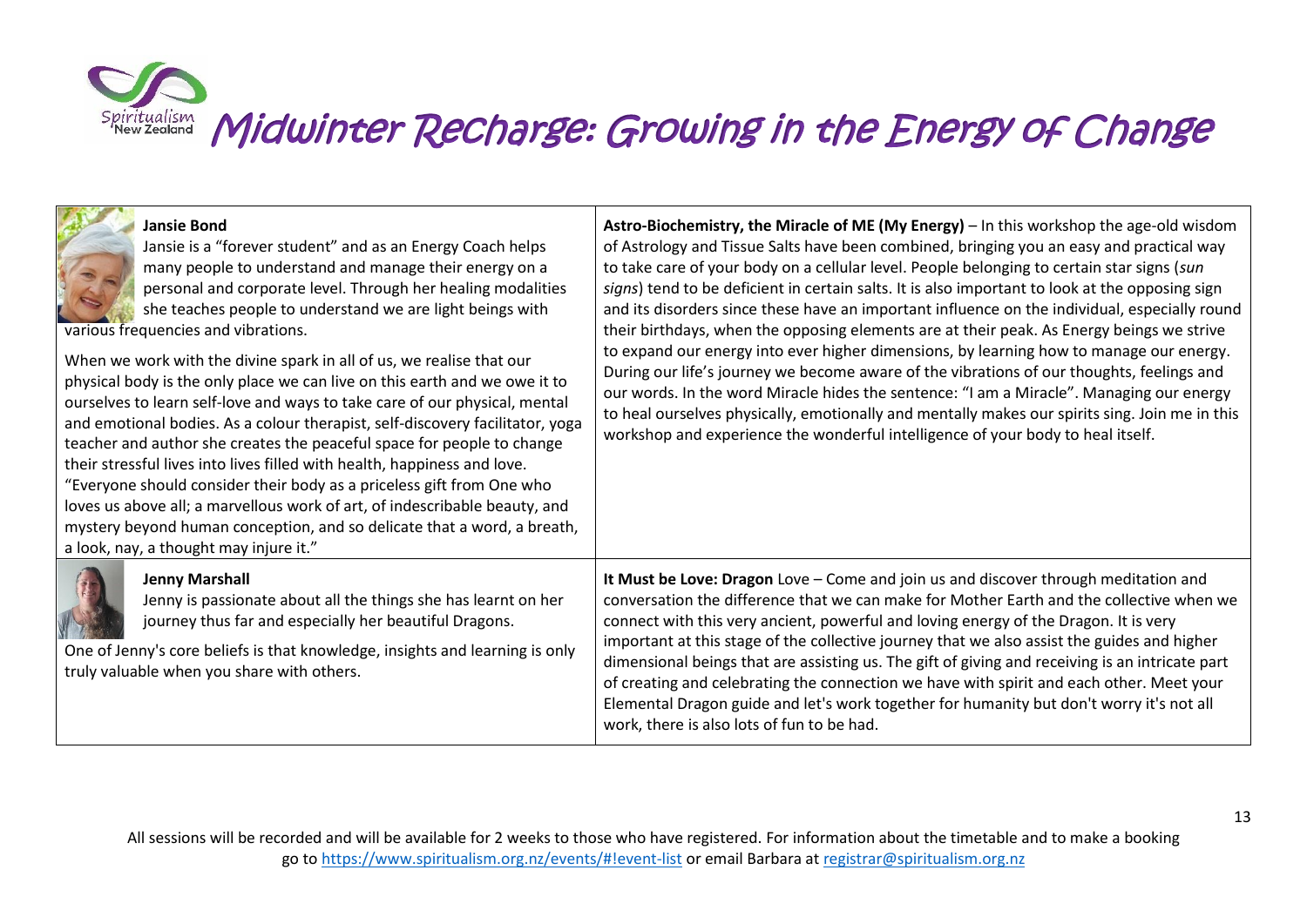# Midwinter Recharge: Growing in the Energy of Change

| | |
|---|---|
| **Jansie Bond**<br>Jansie is a "forever student" and as an Energy Coach helps many people to understand and manage their energy on a personal and corporate level. Through her healing modalities she teaches people to understand we are light beings with various frequencies and vibrations.<br><br>When we work with the divine spark in all of us, we realise that our physical body is the only place we can live on this earth and we owe it to ourselves to learn self-love and ways to take care of our physical, mental and emotional bodies. As a colour therapist, self-discovery facilitator, yoga teacher and author she creates the peaceful space for people to change their stressful lives into lives filled with health, happiness and love. "Everyone should consider their body as a priceless gift from One who loves us above all; a marvellous work of art, of indescribable beauty, and mystery beyond human conception, and so delicate that a word, a breath, a look, nay, a thought may injure it." | **Astro-Biochemistry, the Miracle of ME (My Energy)** – In this workshop the age-old wisdom of Astrology and Tissue Salts have been combined, bringing you an easy and practical way to take care of your body on a cellular level. People belonging to certain star signs (*sun signs*) tend to be deficient in certain salts. It is also important to look at the opposing sign and its disorders since these have an important influence on the individual, especially round their birthdays, when the opposing elements are at their peak. As Energy beings we strive to expand our energy into ever higher dimensions, by learning how to manage our energy. During our life's journey we become aware of the vibrations of our thoughts, feelings and our words. In the word Miracle hides the sentence: "I am a Miracle". Managing our energy to heal ourselves physically, emotionally and mentally makes our spirits sing. Join me in this workshop and experience the wonderful intelligence of your body to heal itself. |
| **Jenny Marshall**<br>Jenny is passionate about all the things she has learnt on her journey thus far and especially her beautiful Dragons.<br><br>One of Jenny's core beliefs is that knowledge, insights and learning is only truly valuable when you share with others. | **It Must be Love: Dragon** Love – Come and join us and discover through meditation and conversation the difference that we can make for Mother Earth and the collective when we connect with this very ancient, powerful and loving energy of the Dragon. It is very important at this stage of the collective journey that we also assist the guides and higher dimensional beings that are assisting us. The gift of giving and receiving is an intricate part of creating and celebrating the connection we have with spirit and each other. Meet your Elemental Dragon guide and let's work together for humanity but don't worry it's not all work, there is also lots of fun to be had. |

All sessions will be recorded and will be available for 2 weeks to those who have registered. For information about the timetable and to make a booking go to https://www.spiritualism.org.nz/events/#!event-list or email Barbara at registrar@spiritualism.org.nz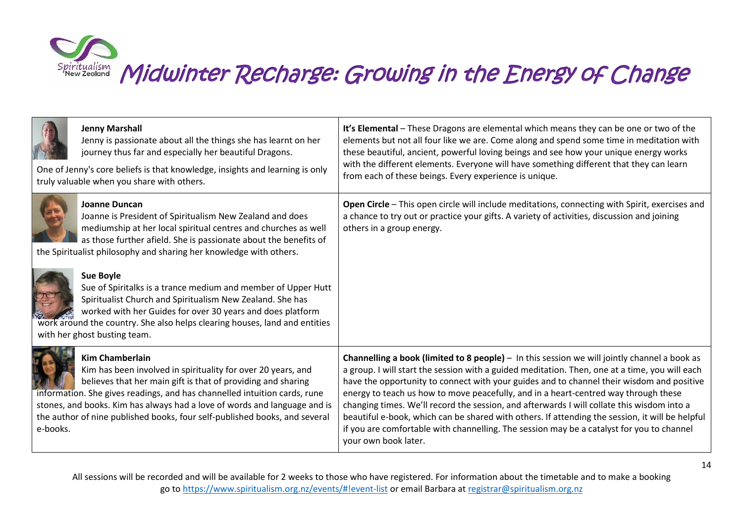# Midwinter Recharge: Growing in the Energy of Change

| Presenter | Session |
| --- | --- |
| **Jenny Marshall**<br>Jenny is passionate about all the things she has learnt on her journey thus far and especially her beautiful Dragons.<br>One of Jenny's core beliefs is that knowledge, insights and learning is only truly valuable when you share with others. | **It's Elemental** – These Dragons are elemental which means they can be one or two of the elements but not all four like we are. Come along and spend some time in meditation with these beautiful, ancient, powerful loving beings and see how your unique energy works with the different elements. Everyone will have something different that they can learn from each of these beings. Every experience is unique. |
| **Joanne Duncan**<br>Joanne is President of Spiritualism New Zealand and does mediumship at her local spiritual centres and churches as well as those further afield. She is passionate about the benefits of the Spiritualist philosophy and sharing her knowledge with others.<br>**Sue Boyle**<br>Sue of Spiritalks is a trance medium and member of Upper Hutt Spiritualist Church and Spiritualism New Zealand. She has worked with her Guides for over 30 years and does platform work around the country. She also helps clearing houses, land and entities with her ghost busting team. | **Open Circle** – This open circle will include meditations, connecting with Spirit, exercises and a chance to try out or practice your gifts. A variety of activities, discussion and joining others in a group energy. |
| **Kim Chamberlain**<br>Kim has been involved in spirituality for over 20 years, and believes that her main gift is that of providing and sharing information. She gives readings, and has channelled intuition cards, rune stones, and books. Kim has always had a love of words and language and is the author of nine published books, four self-published books, and several e-books. | **Channelling a book (limited to 8 people)** – In this session we will jointly channel a book as a group. I will start the session with a guided meditation. Then, one at a time, you will each have the opportunity to connect with your guides and to channel their wisdom and positive energy to teach us how to move peacefully, and in a heart-centred way through these changing times. We'll record the session, and afterwards I will collate this wisdom into a beautiful e-book, which can be shared with others. If attending the session, it will be helpful if you are comfortable with channelling. The session may be a catalyst for you to channel your own book later. |

All sessions will be recorded and will be available for 2 weeks to those who have registered. For information about the timetable and to make a booking go to https://www.spiritualism.org.nz/events/#!event-list or email Barbara at registrar@spiritualism.org.nz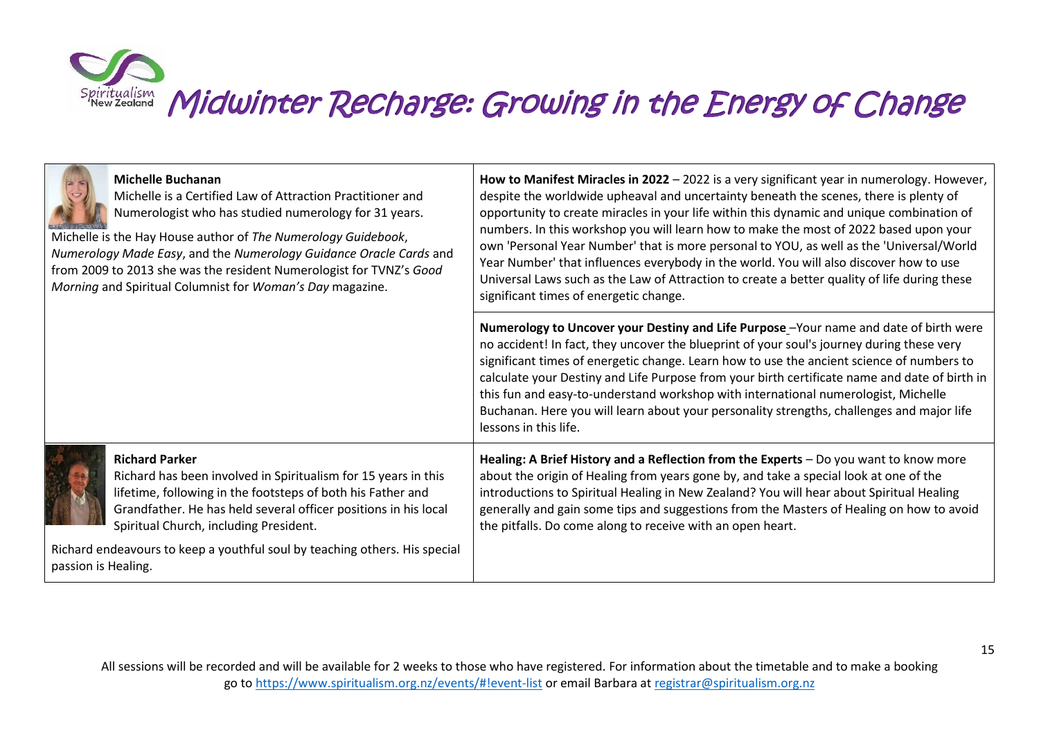# Midwinter Recharge: Growing in the Energy of Change

| Presenter | Workshop |
| --- | --- |
| **Michelle Buchanan**<br>Michelle is a Certified Law of Attraction Practitioner and Numerologist who has studied numerology for 31 years.<br>Michelle is the Hay House author of *The Numerology Guidebook*, *Numerology Made Easy*, and the *Numerology Guidance Oracle Cards* and from 2009 to 2013 she was the resident Numerologist for TVNZ's *Good Morning* and Spiritual Columnist for *Woman's Day* magazine. | **How to Manifest Miracles in 2022** – 2022 is a very significant year in numerology. However, despite the worldwide upheaval and uncertainty beneath the scenes, there is plenty of opportunity to create miracles in your life within this dynamic and unique combination of numbers. In this workshop you will learn how to make the most of 2022 based upon your own 'Personal Year Number' that is more personal to YOU, as well as the 'Universal/World Year Number' that influences everybody in the world. You will also discover how to use Universal Laws such as the Law of Attraction to create a better quality of life during these significant times of energetic change. |
| | **Numerology to Uncover your Destiny and Life Purpose** –Your name and date of birth were no accident! In fact, they uncover the blueprint of your soul's journey during these very significant times of energetic change. Learn how to use the ancient science of numbers to calculate your Destiny and Life Purpose from your birth certificate name and date of birth in this fun and easy-to-understand workshop with international numerologist, Michelle Buchanan. Here you will learn about your personality strengths, challenges and major life lessons in this life. |
| **Richard Parker**<br>Richard has been involved in Spiritualism for 15 years in this lifetime, following in the footsteps of both his Father and Grandfather. He has held several officer positions in his local Spiritual Church, including President.<br>Richard endeavours to keep a youthful soul by teaching others. His special passion is Healing. | **Healing: A Brief History and a Reflection from the Experts** – Do you want to know more about the origin of Healing from years gone by, and take a special look at one of the introductions to Spiritual Healing in New Zealand? You will hear about Spiritual Healing generally and gain some tips and suggestions from the Masters of Healing on how to avoid the pitfalls. Do come along to receive with an open heart. |

All sessions will be recorded and will be available for 2 weeks to those who have registered. For information about the timetable and to make a booking go to https://www.spiritualism.org.nz/events/#!event-list or email Barbara at registrar@spiritualism.org.nz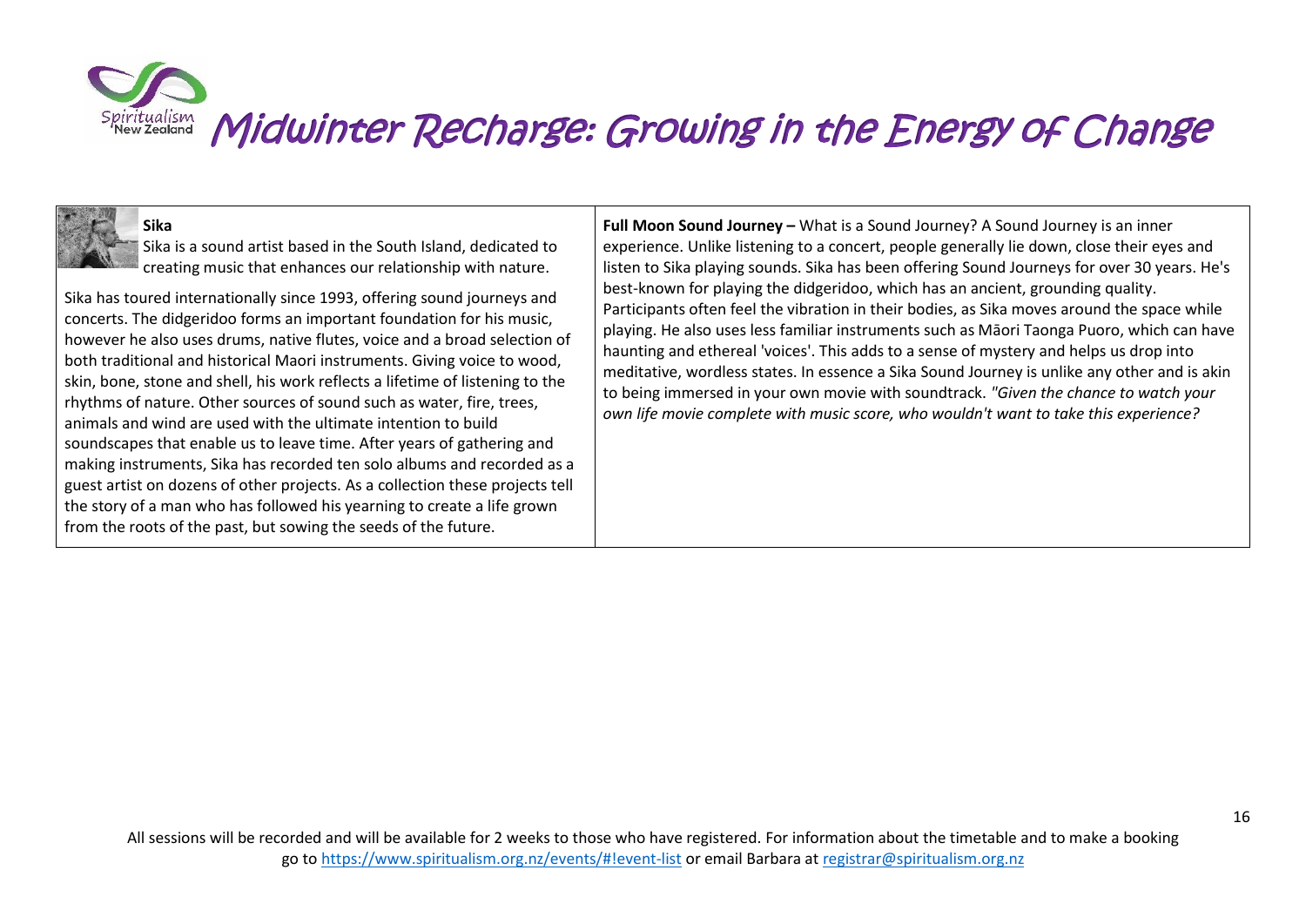# Midwinter Recharge: Growing in the Energy of Change

| | |
|---|---|
| **Sika**<br>Sika is a sound artist based in the South Island, dedicated to creating music that enhances our relationship with nature.<br><br>Sika has toured internationally since 1993, offering sound journeys and concerts. The didgeridoo forms an important foundation for his music, however he also uses drums, native flutes, voice and a broad selection of both traditional and historical Maori instruments. Giving voice to wood, skin, bone, stone and shell, his work reflects a lifetime of listening to the rhythms of nature. Other sources of sound such as water, fire, trees, animals and wind are used with the ultimate intention to build soundscapes that enable us to leave time. After years of gathering and making instruments, Sika has recorded ten solo albums and recorded as a guest artist on dozens of other projects. As a collection these projects tell the story of a man who has followed his yearning to create a life grown from the roots of the past, but sowing the seeds of the future. | **Full Moon Sound Journey –** What is a Sound Journey? A Sound Journey is an inner experience. Unlike listening to a concert, people generally lie down, close their eyes and listen to Sika playing sounds. Sika has been offering Sound Journeys for over 30 years. He's best-known for playing the didgeridoo, which has an ancient, grounding quality. Participants often feel the vibration in their bodies, as Sika moves around the space while playing. He also uses less familiar instruments such as Māori Taonga Puoro, which can have haunting and ethereal 'voices'. This adds to a sense of mystery and helps us drop into meditative, wordless states. In essence a Sika Sound Journey is unlike any other and is akin to being immersed in your own movie with soundtrack. *"Given the chance to watch your own life movie complete with music score, who wouldn't want to take this experience?* |

All sessions will be recorded and will be available for 2 weeks to those who have registered. For information about the timetable and to make a booking go to https://www.spiritualism.org.nz/events/#!event-list or email Barbara at registrar@spiritualism.org.nz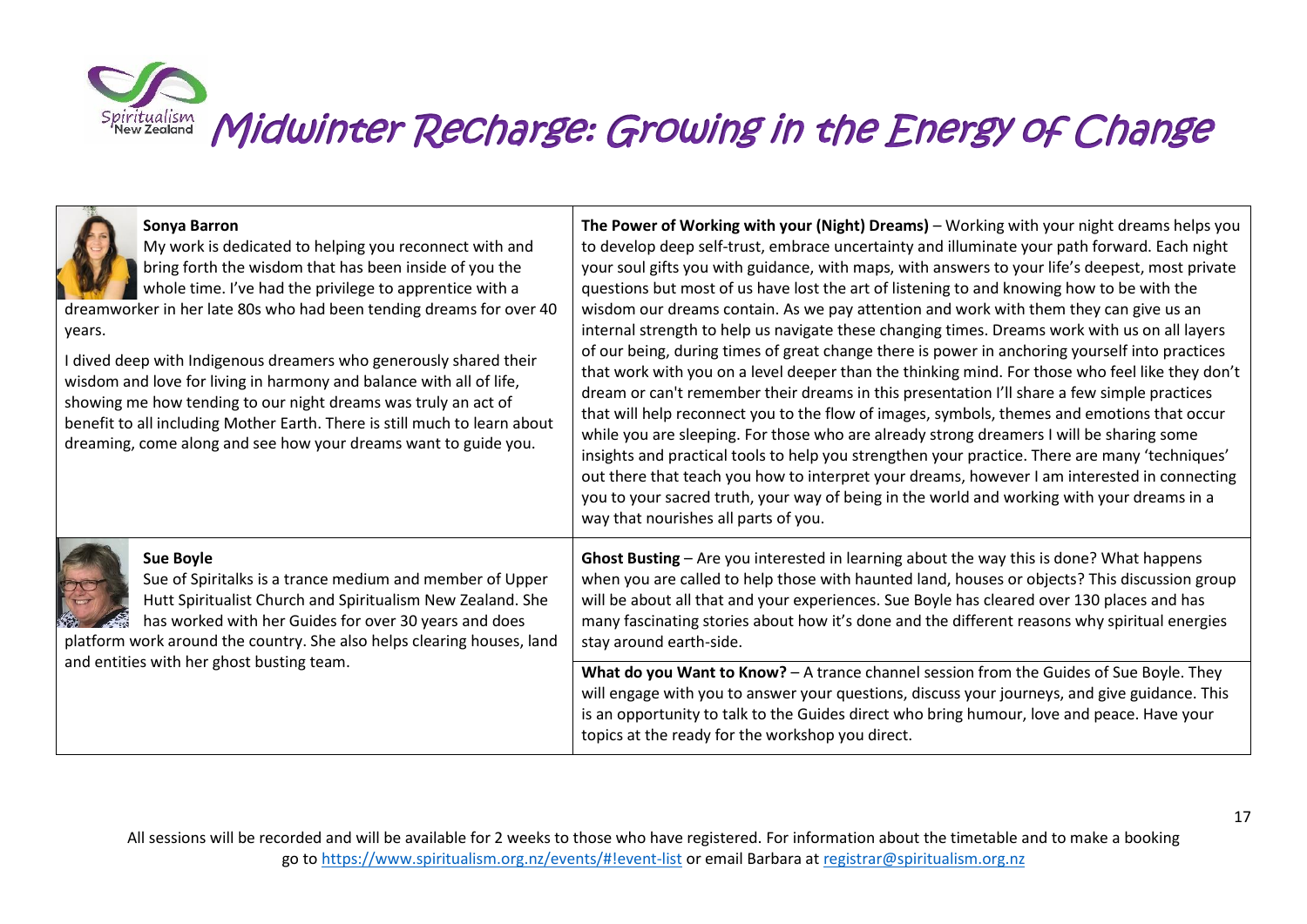# Midwinter Recharge: Growing in the Energy of Change

| Presenter | Session |
| --- | --- |
| **Sonya Barron**<br>My work is dedicated to helping you reconnect with and bring forth the wisdom that has been inside of you the whole time. I've had the privilege to apprentice with a dreamworker in her late 80s who had been tending dreams for over 40 years.<br><br>I dived deep with Indigenous dreamers who generously shared their wisdom and love for living in harmony and balance with all of life, showing me how tending to our night dreams was truly an act of benefit to all including Mother Earth. There is still much to learn about dreaming, come along and see how your dreams want to guide you. | **The Power of Working with your (Night) Dreams)** – Working with your night dreams helps you to develop deep self-trust, embrace uncertainty and illuminate your path forward. Each night your soul gifts you with guidance, with maps, with answers to your life's deepest, most private questions but most of us have lost the art of listening to and knowing how to be with the wisdom our dreams contain. As we pay attention and work with them they can give us an internal strength to help us navigate these changing times. Dreams work with us on all layers of our being, during times of great change there is power in anchoring yourself into practices that work with you on a level deeper than the thinking mind. For those who feel like they don't dream or can't remember their dreams in this presentation I'll share a few simple practices that will help reconnect you to the flow of images, symbols, themes and emotions that occur while you are sleeping. For those who are already strong dreamers I will be sharing some insights and practical tools to help you strengthen your practice. There are many 'techniques' out there that teach you how to interpret your dreams, however I am interested in connecting you to your sacred truth, your way of being in the world and working with your dreams in a way that nourishes all parts of you. |
| **Sue Boyle**<br>Sue of Spiritalks is a trance medium and member of Upper Hutt Spiritualist Church and Spiritualism New Zealand. She has worked with her Guides for over 30 years and does platform work around the country. She also helps clearing houses, land and entities with her ghost busting team. | **Ghost Busting** – Are you interested in learning about the way this is done? What happens when you are called to help those with haunted land, houses or objects? This discussion group will be about all that and your experiences. Sue Boyle has cleared over 130 places and has many fascinating stories about how it's done and the different reasons why spiritual energies stay around earth-side.<br><br>**What do you Want to Know?** – A trance channel session from the Guides of Sue Boyle. They will engage with you to answer your questions, discuss your journeys, and give guidance. This is an opportunity to talk to the Guides direct who bring humour, love and peace. Have your topics at the ready for the workshop you direct. |

All sessions will be recorded and will be available for 2 weeks to those who have registered. For information about the timetable and to make a booking go to https://www.spiritualism.org.nz/events/#!event-list or email Barbara at registrar@spiritualism.org.nz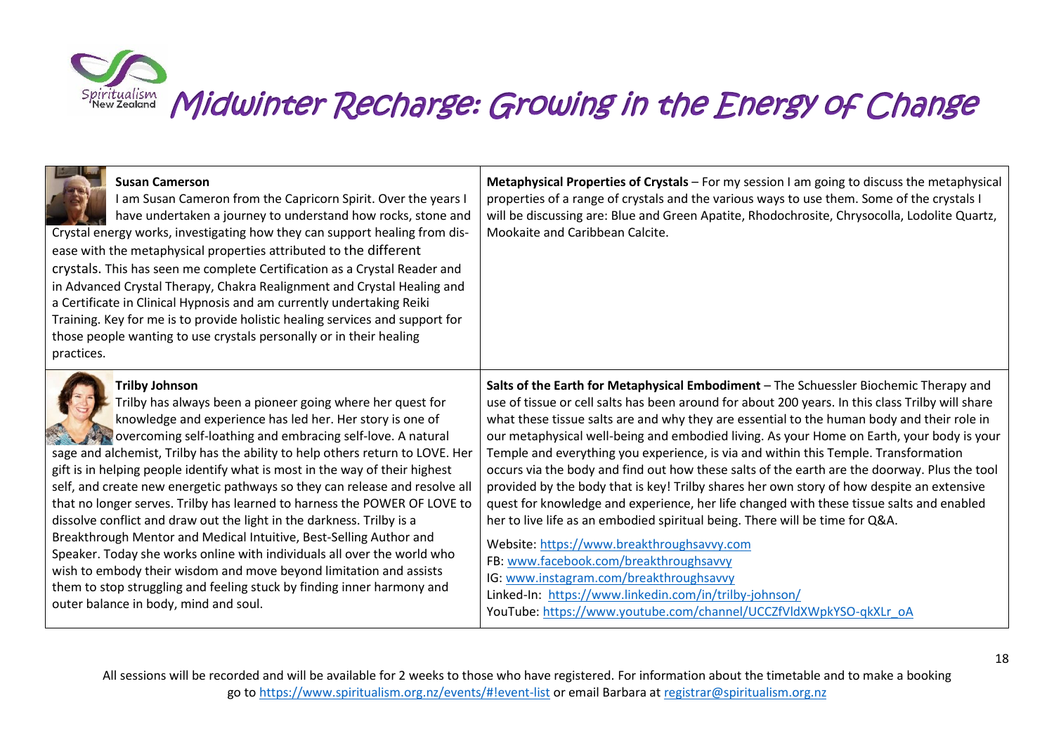# Midwinter Recharge: Growing in the Energy of Change

| | |
|---|---|
| **Susan Camerson**<br>I am Susan Cameron from the Capricorn Spirit. Over the years I have undertaken a journey to understand how rocks, stone and Crystal energy works, investigating how they can support healing from dis-ease with the metaphysical properties attributed to the different crystals. This has seen me complete Certification as a Crystal Reader and in Advanced Crystal Therapy, Chakra Realignment and Crystal Healing and a Certificate in Clinical Hypnosis and am currently undertaking Reiki Training. Key for me is to provide holistic healing services and support for those people wanting to use crystals personally or in their healing practices. | **Metaphysical Properties of Crystals** – For my session I am going to discuss the metaphysical properties of a range of crystals and the various ways to use them. Some of the crystals I will be discussing are: Blue and Green Apatite, Rhodochrosite, Chrysocolla, Lodolite Quartz, Mookaite and Caribbean Calcite. |
| **Trilby Johnson**<br>Trilby has always been a pioneer going where her quest for knowledge and experience has led her. Her story is one of overcoming self-loathing and embracing self-love. A natural sage and alchemist, Trilby has the ability to help others return to LOVE. Her gift is in helping people identify what is most in the way of their highest self, and create new energetic pathways so they can release and resolve all that no longer serves. Trilby has learned to harness the POWER OF LOVE to dissolve conflict and draw out the light in the darkness. Trilby is a Breakthrough Mentor and Medical Intuitive, Best-Selling Author and Speaker. Today she works online with individuals all over the world who wish to embody their wisdom and move beyond limitation and assists them to stop struggling and feeling stuck by finding inner harmony and outer balance in body, mind and soul. | **Salts of the Earth for Metaphysical Embodiment** – The Schuessler Biochemic Therapy and use of tissue or cell salts has been around for about 200 years. In this class Trilby will share what these tissue salts are and why they are essential to the human body and their role in our metaphysical well-being and embodied living. As your Home on Earth, your body is your Temple and everything you experience, is via and within this Temple. Transformation occurs via the body and find out how these salts of the earth are the doorway. Plus the tool provided by the body that is key! Trilby shares her own story of how despite an extensive quest for knowledge and experience, her life changed with these tissue salts and enabled her to live life as an embodied spiritual being. There will be time for Q&A.<br><br>Website: https://www.breakthroughsavvy.com<br>FB: www.facebook.com/breakthroughsavvy<br>IG: www.instagram.com/breakthroughsavvy<br>Linked-In: https://www.linkedin.com/in/trilby-johnson/<br>YouTube: https://www.youtube.com/channel/UCCZfVldXWpkYSO-qkXLr_oA |

All sessions will be recorded and will be available for 2 weeks to those who have registered. For information about the timetable and to make a booking go to https://www.spiritualism.org.nz/events/#!event-list or email Barbara at registrar@spiritualism.org.nz